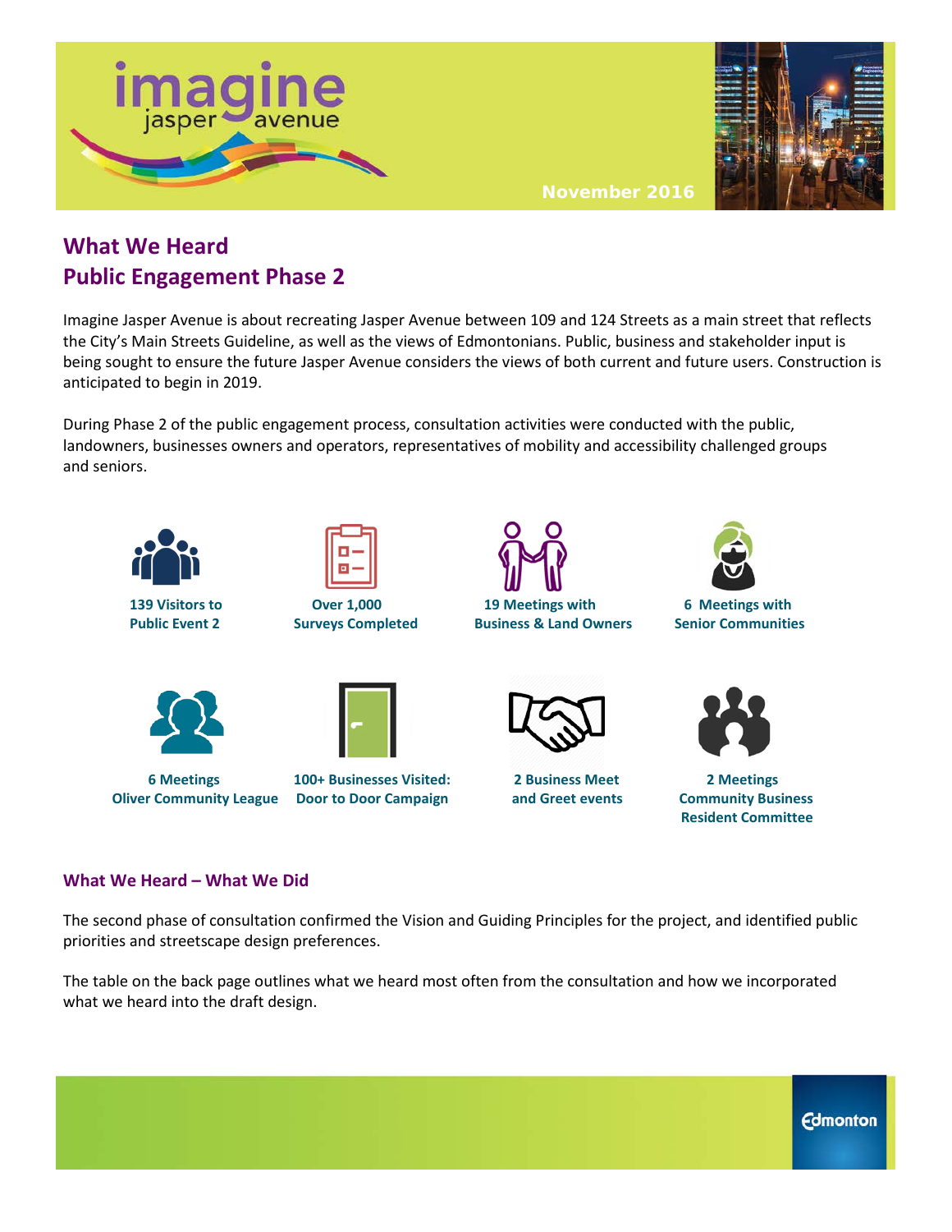imagine jasper avenue

November 2016

# What We Heard
# Public Engagement Phase 2

Imagine Jasper Avenue is about recreating Jasper Avenue between 109 and 124 Streets as a main street that reflects the City's Main Streets Guideline, as well as the views of Edmontonians. Public, business and stakeholder input is being sought to ensure the future Jasper Avenue considers the views of both current and future users. Construction is anticipated to begin in 2019.

During Phase 2 of the public engagement process, consultation activities were conducted with the public, landowners, businesses owners and operators, representatives of mobility and accessibility challenged groups and seniors.

- **139 Visitors to Public Event 2**
- **Over 1,000 Surveys Completed**
- **19 Meetings with Business & Land Owners**
- **6 Meetings with Senior Communities**
- **6 Meetings Oliver Community League**
- **100+ Businesses Visited: Door to Door Campaign**
- **2 Business Meet and Greet events**
- **2 Meetings Community Business Resident Committee**

## What We Heard – What We Did

The second phase of consultation confirmed the Vision and Guiding Principles for the project, and identified public priorities and streetscape design preferences.

The table on the back page outlines what we heard most often from the consultation and how we incorporated what we heard into the draft design.

Edmonton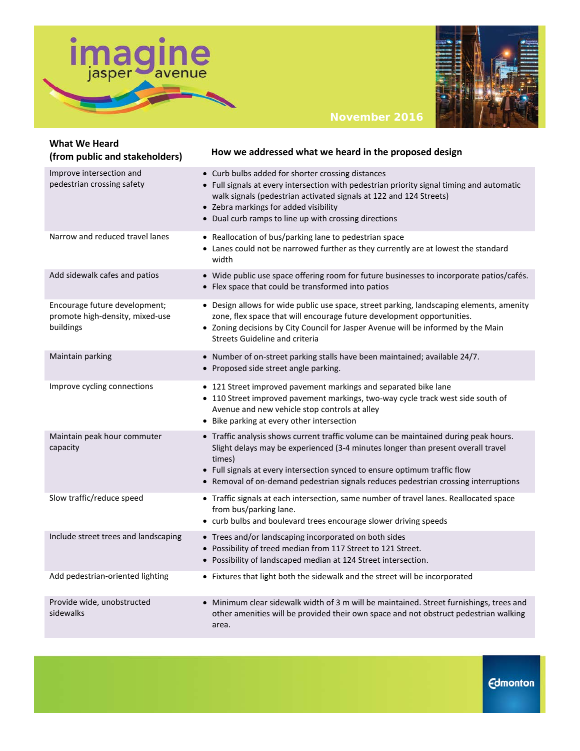imagine jasper avenue

November 2016

| What We Heard (from public and stakeholders) | How we addressed what we heard in the proposed design |
|---|---|
| Improve intersection and pedestrian crossing safety | • Curb bulbs added for shorter crossing distances<br>• Full signals at every intersection with pedestrian priority signal timing and automatic walk signals (pedestrian activated signals at 122 and 124 Streets)<br>• Zebra markings for added visibility<br>• Dual curb ramps to line up with crossing directions |
| Narrow and reduced travel lanes | • Reallocation of bus/parking lane to pedestrian space<br>• Lanes could not be narrowed further as they currently are at lowest the standard width |
| Add sidewalk cafes and patios | • Wide public use space offering room for future businesses to incorporate patios/cafés.<br>• Flex space that could be transformed into patios |
| Encourage future development; promote high-density, mixed-use buildings | • Design allows for wide public use space, street parking, landscaping elements, amenity zone, flex space that will encourage future development opportunities.<br>• Zoning decisions by City Council for Jasper Avenue will be informed by the Main Streets Guideline and criteria |
| Maintain parking | • Number of on-street parking stalls have been maintained; available 24/7.<br>• Proposed side street angle parking. |
| Improve cycling connections | • 121 Street improved pavement markings and separated bike lane<br>• 110 Street improved pavement markings, two-way cycle track west side south of Avenue and new vehicle stop controls at alley<br>• Bike parking at every other intersection |
| Maintain peak hour commuter capacity | • Traffic analysis shows current traffic volume can be maintained during peak hours. Slight delays may be experienced (3-4 minutes longer than present overall travel times)<br>• Full signals at every intersection synced to ensure optimum traffic flow<br>• Removal of on-demand pedestrian signals reduces pedestrian crossing interruptions |
| Slow traffic/reduce speed | • Traffic signals at each intersection, same number of travel lanes. Reallocated space from bus/parking lane.<br>• curb bulbs and boulevard trees encourage slower driving speeds |
| Include street trees and landscaping | • Trees and/or landscaping incorporated on both sides<br>• Possibility of treed median from 117 Street to 121 Street.<br>• Possibility of landscaped median at 124 Street intersection. |
| Add pedestrian-oriented lighting | • Fixtures that light both the sidewalk and the street will be incorporated |
| Provide wide, unobstructed sidewalks | • Minimum clear sidewalk width of 3 m will be maintained. Street furnishings, trees and other amenities will be provided their own space and not obstruct pedestrian walking area. |

Edmonton